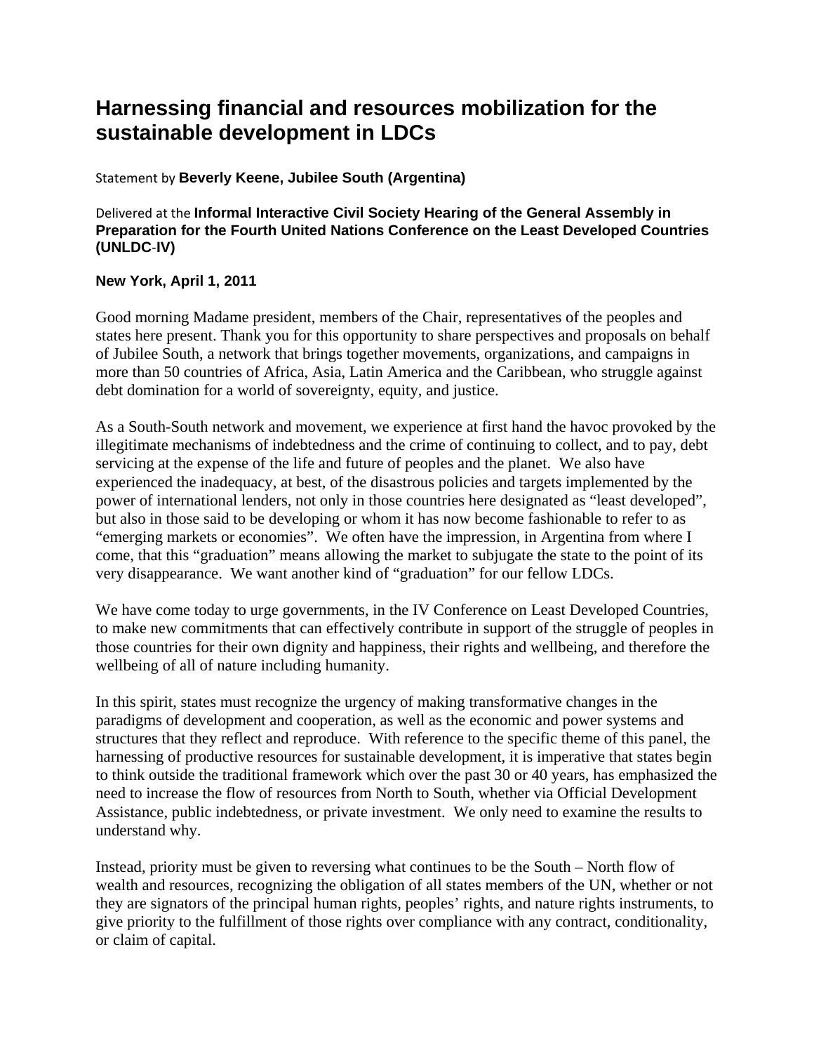# Harnessing financial and resources mobilization for the sustainable development in LDCs

Statement by **Beverly Keene, Jubilee South (Argentina)**

Delivered at the **Informal Interactive Civil Society Hearing of the General Assembly in Preparation for the Fourth United Nations Conference on the Least Developed Countries (UNLDC-IV)**

**New York, April 1, 2011**

Good morning Madame president, members of the Chair, representatives of the peoples and states here present. Thank you for this opportunity to share perspectives and proposals on behalf of Jubilee South, a network that brings together movements, organizations, and campaigns in more than 50 countries of Africa, Asia, Latin America and the Caribbean, who struggle against debt domination for a world of sovereignty, equity, and justice.

As a South-South network and movement, we experience at first hand the havoc provoked by the illegitimate mechanisms of indebtedness and the crime of continuing to collect, and to pay, debt servicing at the expense of the life and future of peoples and the planet. We also have experienced the inadequacy, at best, of the disastrous policies and targets implemented by the power of international lenders, not only in those countries here designated as "least developed", but also in those said to be developing or whom it has now become fashionable to refer to as "emerging markets or economies". We often have the impression, in Argentina from where I come, that this "graduation" means allowing the market to subjugate the state to the point of its very disappearance. We want another kind of "graduation" for our fellow LDCs.

We have come today to urge governments, in the IV Conference on Least Developed Countries, to make new commitments that can effectively contribute in support of the struggle of peoples in those countries for their own dignity and happiness, their rights and wellbeing, and therefore the wellbeing of all of nature including humanity.

In this spirit, states must recognize the urgency of making transformative changes in the paradigms of development and cooperation, as well as the economic and power systems and structures that they reflect and reproduce. With reference to the specific theme of this panel, the harnessing of productive resources for sustainable development, it is imperative that states begin to think outside the traditional framework which over the past 30 or 40 years, has emphasized the need to increase the flow of resources from North to South, whether via Official Development Assistance, public indebtedness, or private investment. We only need to examine the results to understand why.

Instead, priority must be given to reversing what continues to be the South – North flow of wealth and resources, recognizing the obligation of all states members of the UN, whether or not they are signators of the principal human rights, peoples' rights, and nature rights instruments, to give priority to the fulfillment of those rights over compliance with any contract, conditionality, or claim of capital.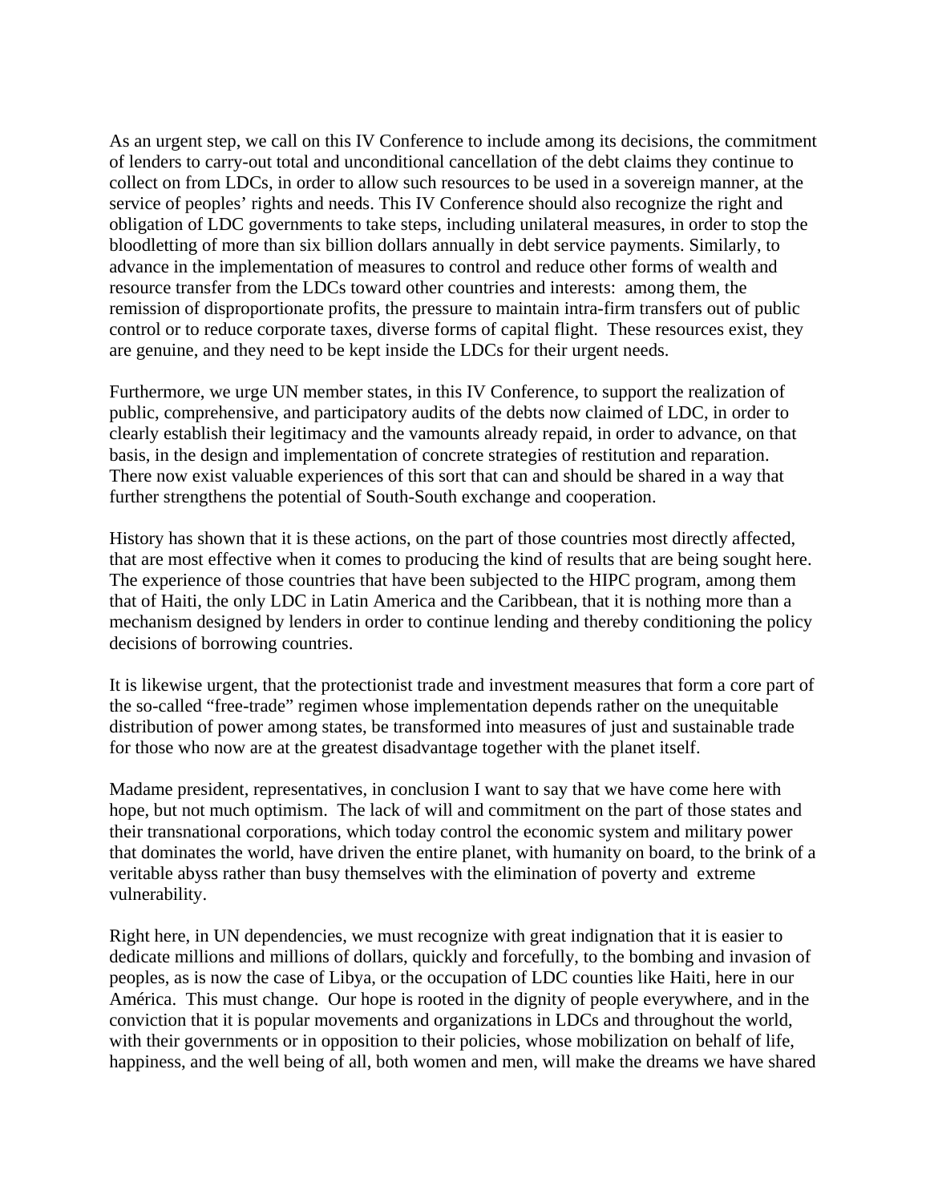As an urgent step, we call on this IV Conference to include among its decisions, the commitment of lenders to carry-out total and unconditional cancellation of the debt claims they continue to collect on from LDCs, in order to allow such resources to be used in a sovereign manner, at the service of peoples' rights and needs. This IV Conference should also recognize the right and obligation of LDC governments to take steps, including unilateral measures, in order to stop the bloodletting of more than six billion dollars annually in debt service payments. Similarly, to advance in the implementation of measures to control and reduce other forms of wealth and resource transfer from the LDCs toward other countries and interests: among them, the remission of disproportionate profits, the pressure to maintain intra-firm transfers out of public control or to reduce corporate taxes, diverse forms of capital flight. These resources exist, they are genuine, and they need to be kept inside the LDCs for their urgent needs.

Furthermore, we urge UN member states, in this IV Conference, to support the realization of public, comprehensive, and participatory audits of the debts now claimed of LDC, in order to clearly establish their legitimacy and the vamounts already repaid, in order to advance, on that basis, in the design and implementation of concrete strategies of restitution and reparation. There now exist valuable experiences of this sort that can and should be shared in a way that further strengthens the potential of South-South exchange and cooperation.

History has shown that it is these actions, on the part of those countries most directly affected, that are most effective when it comes to producing the kind of results that are being sought here. The experience of those countries that have been subjected to the HIPC program, among them that of Haiti, the only LDC in Latin America and the Caribbean, that it is nothing more than a mechanism designed by lenders in order to continue lending and thereby conditioning the policy decisions of borrowing countries.

It is likewise urgent, that the protectionist trade and investment measures that form a core part of the so-called "free-trade" regimen whose implementation depends rather on the unequitable distribution of power among states, be transformed into measures of just and sustainable trade for those who now are at the greatest disadvantage together with the planet itself.

Madame president, representatives, in conclusion I want to say that we have come here with hope, but not much optimism. The lack of will and commitment on the part of those states and their transnational corporations, which today control the economic system and military power that dominates the world, have driven the entire planet, with humanity on board, to the brink of a veritable abyss rather than busy themselves with the elimination of poverty and extreme vulnerability.

Right here, in UN dependencies, we must recognize with great indignation that it is easier to dedicate millions and millions of dollars, quickly and forcefully, to the bombing and invasion of peoples, as is now the case of Libya, or the occupation of LDC counties like Haiti, here in our América. This must change. Our hope is rooted in the dignity of people everywhere, and in the conviction that it is popular movements and organizations in LDCs and throughout the world, with their governments or in opposition to their policies, whose mobilization on behalf of life, happiness, and the well being of all, both women and men, will make the dreams we have shared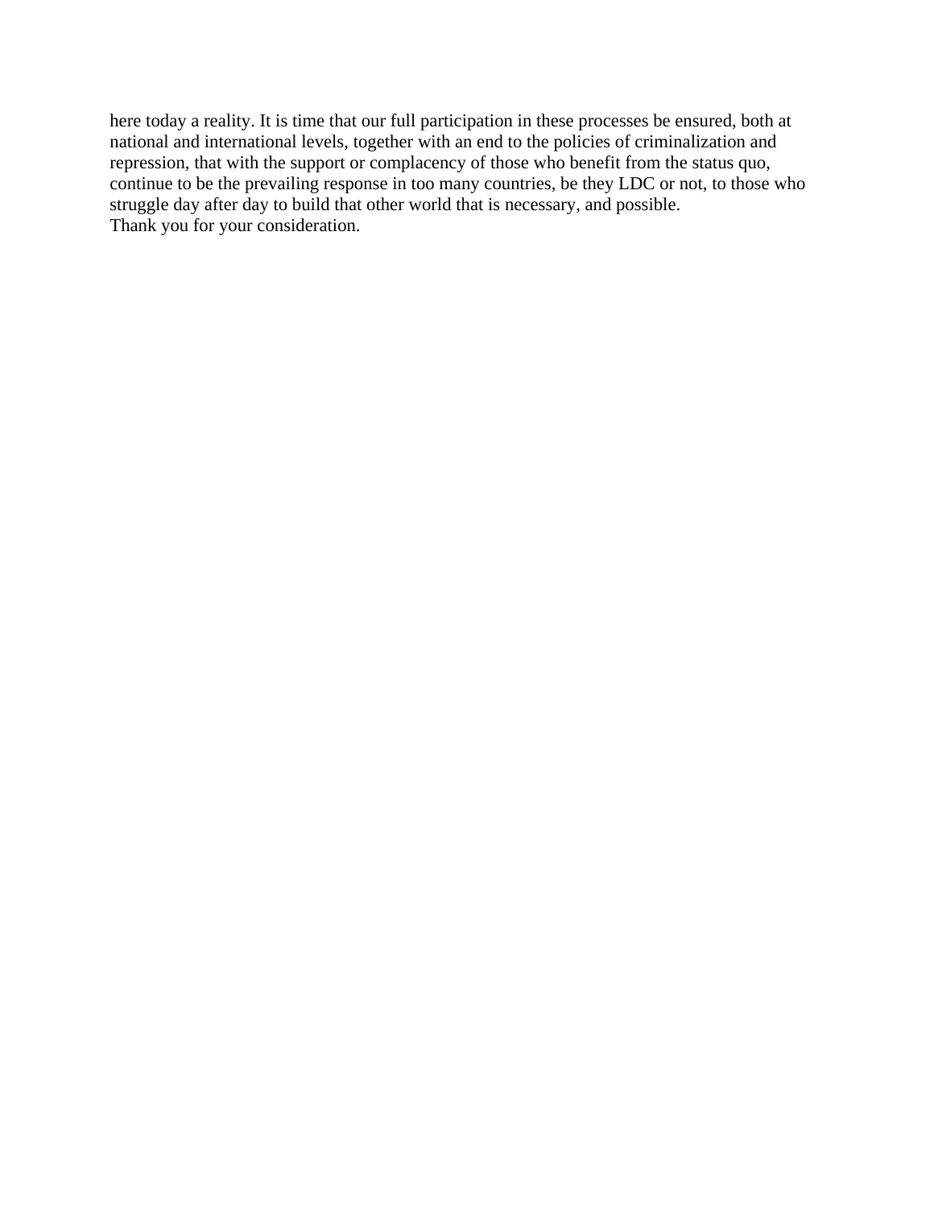here today a reality. It is time that our full participation in these processes be ensured, both at national and international levels, together with an end to the policies of criminalization and repression, that with the support or complacency of those who benefit from the status quo, continue to be the prevailing response in too many countries, be they LDC or not, to those who struggle day after day to build that other world that is necessary, and possible.

Thank you for your consideration.